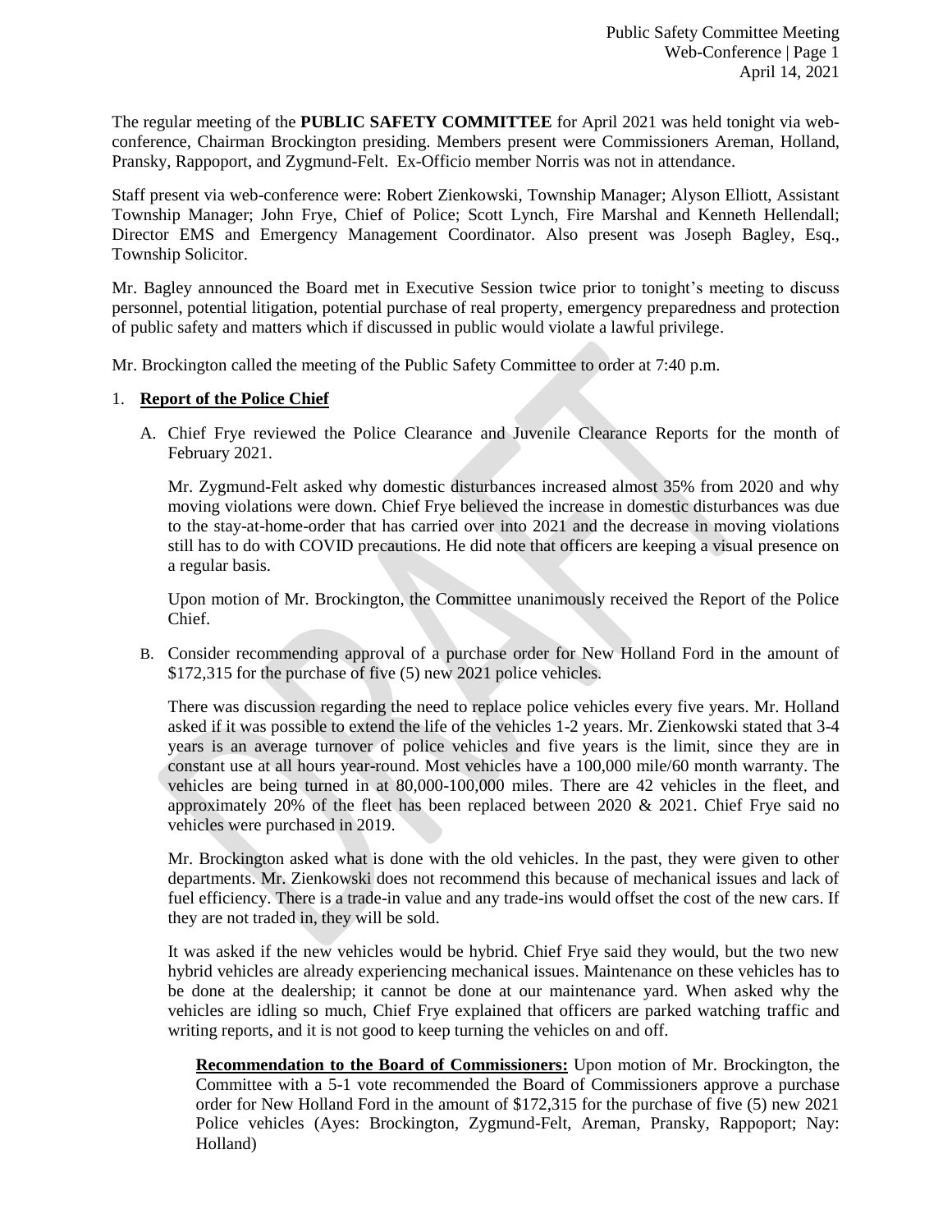The regular meeting of the **PUBLIC SAFETY COMMITTEE** for April 2021 was held tonight via web-conference, Chairman Brockington presiding. Members present were Commissioners Areman, Holland, Pransky, Rappoport, and Zygmund-Felt. Ex-Officio member Norris was not in attendance.

Staff present via web-conference were: Robert Zienkowski, Township Manager; Alyson Elliott, Assistant Township Manager; John Frye, Chief of Police; Scott Lynch, Fire Marshal and Kenneth Hellendall; Director EMS and Emergency Management Coordinator. Also present was Joseph Bagley, Esq., Township Solicitor.

Mr. Bagley announced the Board met in Executive Session twice prior to tonight's meeting to discuss personnel, potential litigation, potential purchase of real property, emergency preparedness and protection of public safety and matters which if discussed in public would violate a lawful privilege.

Mr. Brockington called the meeting of the Public Safety Committee to order at 7:40 p.m.

1. **Report of the Police Chief**

   A. Chief Frye reviewed the Police Clearance and Juvenile Clearance Reports for the month of February 2021.

   Mr. Zygmund-Felt asked why domestic disturbances increased almost 35% from 2020 and why moving violations were down. Chief Frye believed the increase in domestic disturbances was due to the stay-at-home-order that has carried over into 2021 and the decrease in moving violations still has to do with COVID precautions. He did note that officers are keeping a visual presence on a regular basis.

   Upon motion of Mr. Brockington, the Committee unanimously received the Report of the Police Chief.

   B. Consider recommending approval of a purchase order for New Holland Ford in the amount of $172,315 for the purchase of five (5) new 2021 police vehicles.

   There was discussion regarding the need to replace police vehicles every five years. Mr. Holland asked if it was possible to extend the life of the vehicles 1-2 years. Mr. Zienkowski stated that 3-4 years is an average turnover of police vehicles and five years is the limit, since they are in constant use at all hours year-round. Most vehicles have a 100,000 mile/60 month warranty. The vehicles are being turned in at 80,000-100,000 miles. There are 42 vehicles in the fleet, and approximately 20% of the fleet has been replaced between 2020 & 2021. Chief Frye said no vehicles were purchased in 2019.

   Mr. Brockington asked what is done with the old vehicles. In the past, they were given to other departments. Mr. Zienkowski does not recommend this because of mechanical issues and lack of fuel efficiency. There is a trade-in value and any trade-ins would offset the cost of the new cars. If they are not traded in, they will be sold.

   It was asked if the new vehicles would be hybrid. Chief Frye said they would, but the two new hybrid vehicles are already experiencing mechanical issues. Maintenance on these vehicles has to be done at the dealership; it cannot be done at our maintenance yard. When asked why the vehicles are idling so much, Chief Frye explained that officers are parked watching traffic and writing reports, and it is not good to keep turning the vehicles on and off.

   **Recommendation to the Board of Commissioners:** Upon motion of Mr. Brockington, the Committee with a 5-1 vote recommended the Board of Commissioners approve a purchase order for New Holland Ford in the amount of $172,315 for the purchase of five (5) new 2021 Police vehicles (Ayes: Brockington, Zygmund-Felt, Areman, Pransky, Rappoport; Nay: Holland)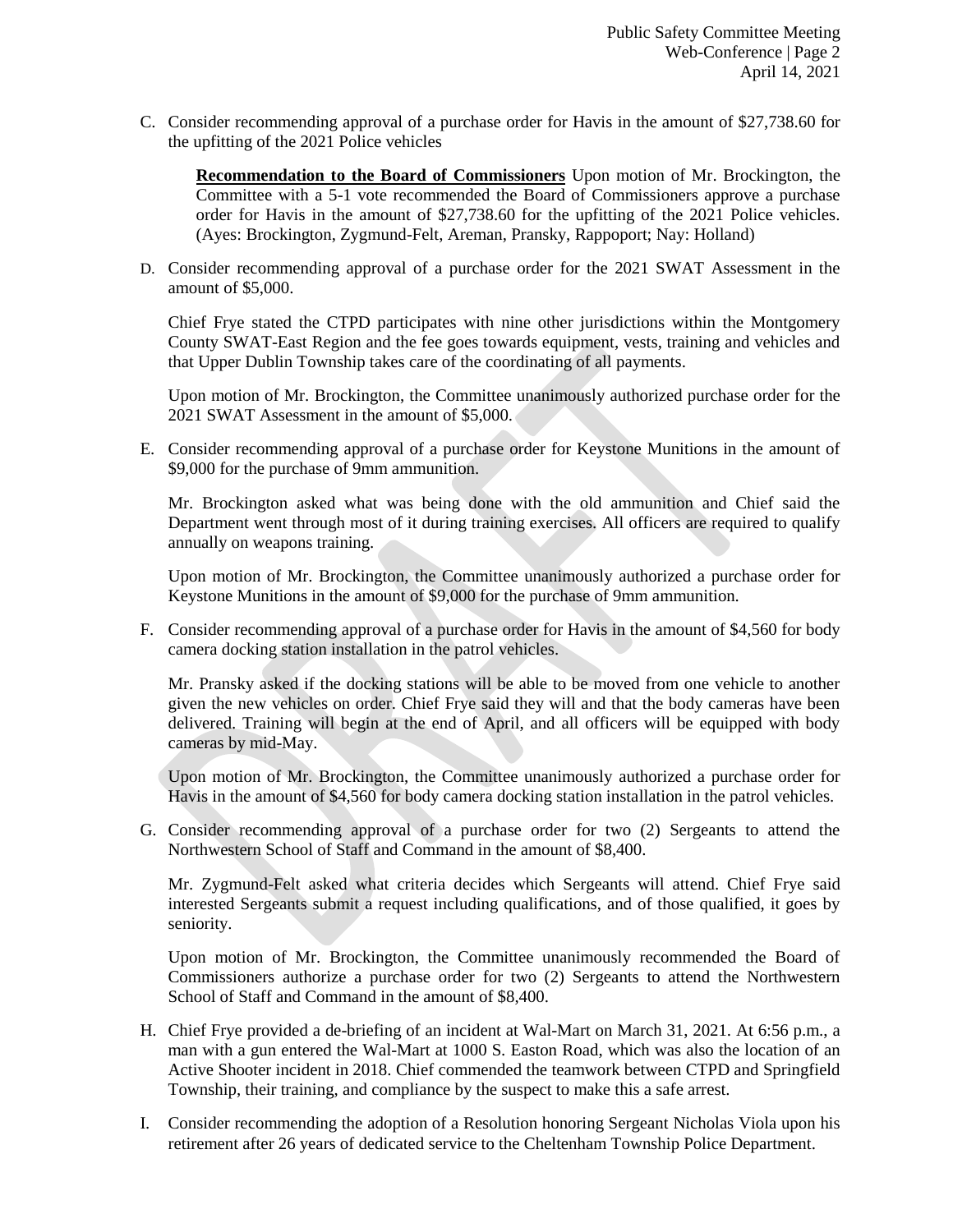C. Consider recommending approval of a purchase order for Havis in the amount of $27,738.60 for the upfitting of the 2021 Police vehicles

**Recommendation to the Board of Commissioners** Upon motion of Mr. Brockington, the Committee with a 5-1 vote recommended the Board of Commissioners approve a purchase order for Havis in the amount of $27,738.60 for the upfitting of the 2021 Police vehicles. (Ayes: Brockington, Zygmund-Felt, Areman, Pransky, Rappoport; Nay: Holland)

D. Consider recommending approval of a purchase order for the 2021 SWAT Assessment in the amount of $5,000.

Chief Frye stated the CTPD participates with nine other jurisdictions within the Montgomery County SWAT-East Region and the fee goes towards equipment, vests, training and vehicles and that Upper Dublin Township takes care of the coordinating of all payments.

Upon motion of Mr. Brockington, the Committee unanimously authorized purchase order for the 2021 SWAT Assessment in the amount of $5,000.

E. Consider recommending approval of a purchase order for Keystone Munitions in the amount of $9,000 for the purchase of 9mm ammunition.

Mr. Brockington asked what was being done with the old ammunition and Chief said the Department went through most of it during training exercises. All officers are required to qualify annually on weapons training.

Upon motion of Mr. Brockington, the Committee unanimously authorized a purchase order for Keystone Munitions in the amount of $9,000 for the purchase of 9mm ammunition.

F. Consider recommending approval of a purchase order for Havis in the amount of $4,560 for body camera docking station installation in the patrol vehicles.

Mr. Pransky asked if the docking stations will be able to be moved from one vehicle to another given the new vehicles on order. Chief Frye said they will and that the body cameras have been delivered. Training will begin at the end of April, and all officers will be equipped with body cameras by mid-May.

Upon motion of Mr. Brockington, the Committee unanimously authorized a purchase order for Havis in the amount of $4,560 for body camera docking station installation in the patrol vehicles.

G. Consider recommending approval of a purchase order for two (2) Sergeants to attend the Northwestern School of Staff and Command in the amount of $8,400.

Mr. Zygmund-Felt asked what criteria decides which Sergeants will attend. Chief Frye said interested Sergeants submit a request including qualifications, and of those qualified, it goes by seniority.

Upon motion of Mr. Brockington, the Committee unanimously recommended the Board of Commissioners authorize a purchase order for two (2) Sergeants to attend the Northwestern School of Staff and Command in the amount of $8,400.

H. Chief Frye provided a de-briefing of an incident at Wal-Mart on March 31, 2021. At 6:56 p.m., a man with a gun entered the Wal-Mart at 1000 S. Easton Road, which was also the location of an Active Shooter incident in 2018. Chief commended the teamwork between CTPD and Springfield Township, their training, and compliance by the suspect to make this a safe arrest.

I. Consider recommending the adoption of a Resolution honoring Sergeant Nicholas Viola upon his retirement after 26 years of dedicated service to the Cheltenham Township Police Department.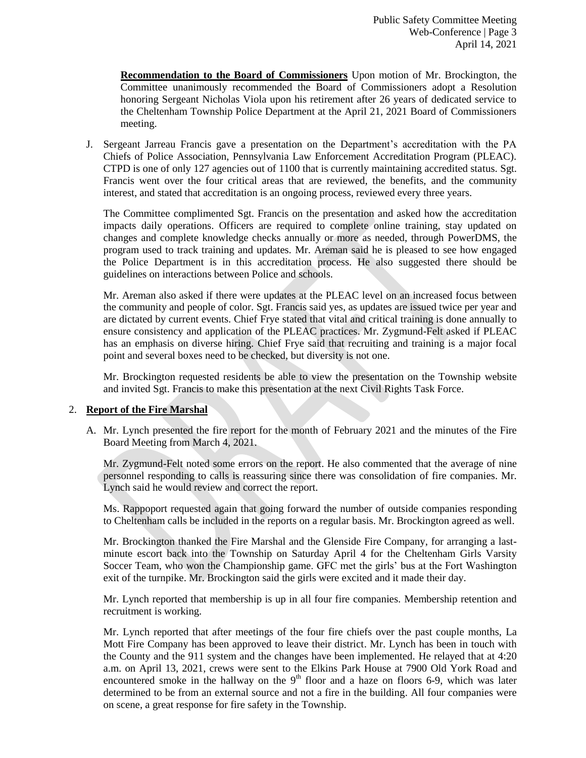**Recommendation to the Board of Commissioners** Upon motion of Mr. Brockington, the Committee unanimously recommended the Board of Commissioners adopt a Resolution honoring Sergeant Nicholas Viola upon his retirement after 26 years of dedicated service to the Cheltenham Township Police Department at the April 21, 2021 Board of Commissioners meeting.

J. Sergeant Jarreau Francis gave a presentation on the Department's accreditation with the PA Chiefs of Police Association, Pennsylvania Law Enforcement Accreditation Program (PLEAC). CTPD is one of only 127 agencies out of 1100 that is currently maintaining accredited status. Sgt. Francis went over the four critical areas that are reviewed, the benefits, and the community interest, and stated that accreditation is an ongoing process, reviewed every three years.

   The Committee complimented Sgt. Francis on the presentation and asked how the accreditation impacts daily operations. Officers are required to complete online training, stay updated on changes and complete knowledge checks annually or more as needed, through PowerDMS, the program used to track training and updates. Mr. Areman said he is pleased to see how engaged the Police Department is in this accreditation process. He also suggested there should be guidelines on interactions between Police and schools.

   Mr. Areman also asked if there were updates at the PLEAC level on an increased focus between the community and people of color. Sgt. Francis said yes, as updates are issued twice per year and are dictated by current events. Chief Frye stated that vital and critical training is done annually to ensure consistency and application of the PLEAC practices. Mr. Zygmund-Felt asked if PLEAC has an emphasis on diverse hiring. Chief Frye said that recruiting and training is a major focal point and several boxes need to be checked, but diversity is not one.

   Mr. Brockington requested residents be able to view the presentation on the Township website and invited Sgt. Francis to make this presentation at the next Civil Rights Task Force.

2. **Report of the Fire Marshal**

   A. Mr. Lynch presented the fire report for the month of February 2021 and the minutes of the Fire Board Meeting from March 4, 2021.

   Mr. Zygmund-Felt noted some errors on the report. He also commented that the average of nine personnel responding to calls is reassuring since there was consolidation of fire companies. Mr. Lynch said he would review and correct the report.

   Ms. Rappoport requested again that going forward the number of outside companies responding to Cheltenham calls be included in the reports on a regular basis. Mr. Brockington agreed as well.

   Mr. Brockington thanked the Fire Marshal and the Glenside Fire Company, for arranging a last-minute escort back into the Township on Saturday April 4 for the Cheltenham Girls Varsity Soccer Team, who won the Championship game. GFC met the girls' bus at the Fort Washington exit of the turnpike. Mr. Brockington said the girls were excited and it made their day.

   Mr. Lynch reported that membership is up in all four fire companies. Membership retention and recruitment is working.

   Mr. Lynch reported that after meetings of the four fire chiefs over the past couple months, La Mott Fire Company has been approved to leave their district. Mr. Lynch has been in touch with the County and the 911 system and the changes have been implemented. He relayed that at 4:20 a.m. on April 13, 2021, crews were sent to the Elkins Park House at 7900 Old York Road and encountered smoke in the hallway on the 9th floor and a haze on floors 6-9, which was later determined to be from an external source and not a fire in the building. All four companies were on scene, a great response for fire safety in the Township.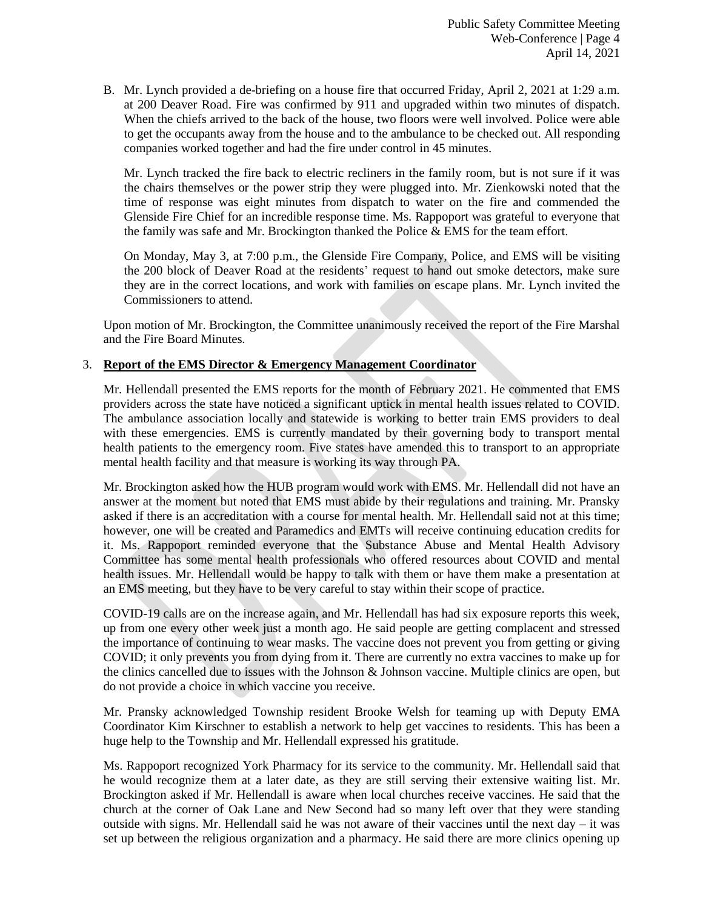B. Mr. Lynch provided a de-briefing on a house fire that occurred Friday, April 2, 2021 at 1:29 a.m. at 200 Deaver Road. Fire was confirmed by 911 and upgraded within two minutes of dispatch. When the chiefs arrived to the back of the house, two floors were well involved. Police were able to get the occupants away from the house and to the ambulance to be checked out. All responding companies worked together and had the fire under control in 45 minutes.

   Mr. Lynch tracked the fire back to electric recliners in the family room, but is not sure if it was the chairs themselves or the power strip they were plugged into. Mr. Zienkowski noted that the time of response was eight minutes from dispatch to water on the fire and commended the Glenside Fire Chief for an incredible response time. Ms. Rappoport was grateful to everyone that the family was safe and Mr. Brockington thanked the Police & EMS for the team effort.

   On Monday, May 3, at 7:00 p.m., the Glenside Fire Company, Police, and EMS will be visiting the 200 block of Deaver Road at the residents' request to hand out smoke detectors, make sure they are in the correct locations, and work with families on escape plans. Mr. Lynch invited the Commissioners to attend.

Upon motion of Mr. Brockington, the Committee unanimously received the report of the Fire Marshal and the Fire Board Minutes.

3. **Report of the EMS Director & Emergency Management Coordinator**

Mr. Hellendall presented the EMS reports for the month of February 2021. He commented that EMS providers across the state have noticed a significant uptick in mental health issues related to COVID. The ambulance association locally and statewide is working to better train EMS providers to deal with these emergencies. EMS is currently mandated by their governing body to transport mental health patients to the emergency room. Five states have amended this to transport to an appropriate mental health facility and that measure is working its way through PA.

Mr. Brockington asked how the HUB program would work with EMS. Mr. Hellendall did not have an answer at the moment but noted that EMS must abide by their regulations and training. Mr. Pransky asked if there is an accreditation with a course for mental health. Mr. Hellendall said not at this time; however, one will be created and Paramedics and EMTs will receive continuing education credits for it. Ms. Rappoport reminded everyone that the Substance Abuse and Mental Health Advisory Committee has some mental health professionals who offered resources about COVID and mental health issues. Mr. Hellendall would be happy to talk with them or have them make a presentation at an EMS meeting, but they have to be very careful to stay within their scope of practice.

COVID-19 calls are on the increase again, and Mr. Hellendall has had six exposure reports this week, up from one every other week just a month ago. He said people are getting complacent and stressed the importance of continuing to wear masks. The vaccine does not prevent you from getting or giving COVID; it only prevents you from dying from it. There are currently no extra vaccines to make up for the clinics cancelled due to issues with the Johnson & Johnson vaccine. Multiple clinics are open, but do not provide a choice in which vaccine you receive.

Mr. Pransky acknowledged Township resident Brooke Welsh for teaming up with Deputy EMA Coordinator Kim Kirschner to establish a network to help get vaccines to residents. This has been a huge help to the Township and Mr. Hellendall expressed his gratitude.

Ms. Rappoport recognized York Pharmacy for its service to the community. Mr. Hellendall said that he would recognize them at a later date, as they are still serving their extensive waiting list. Mr. Brockington asked if Mr. Hellendall is aware when local churches receive vaccines. He said that the church at the corner of Oak Lane and New Second had so many left over that they were standing outside with signs. Mr. Hellendall said he was not aware of their vaccines until the next day – it was set up between the religious organization and a pharmacy. He said there are more clinics opening up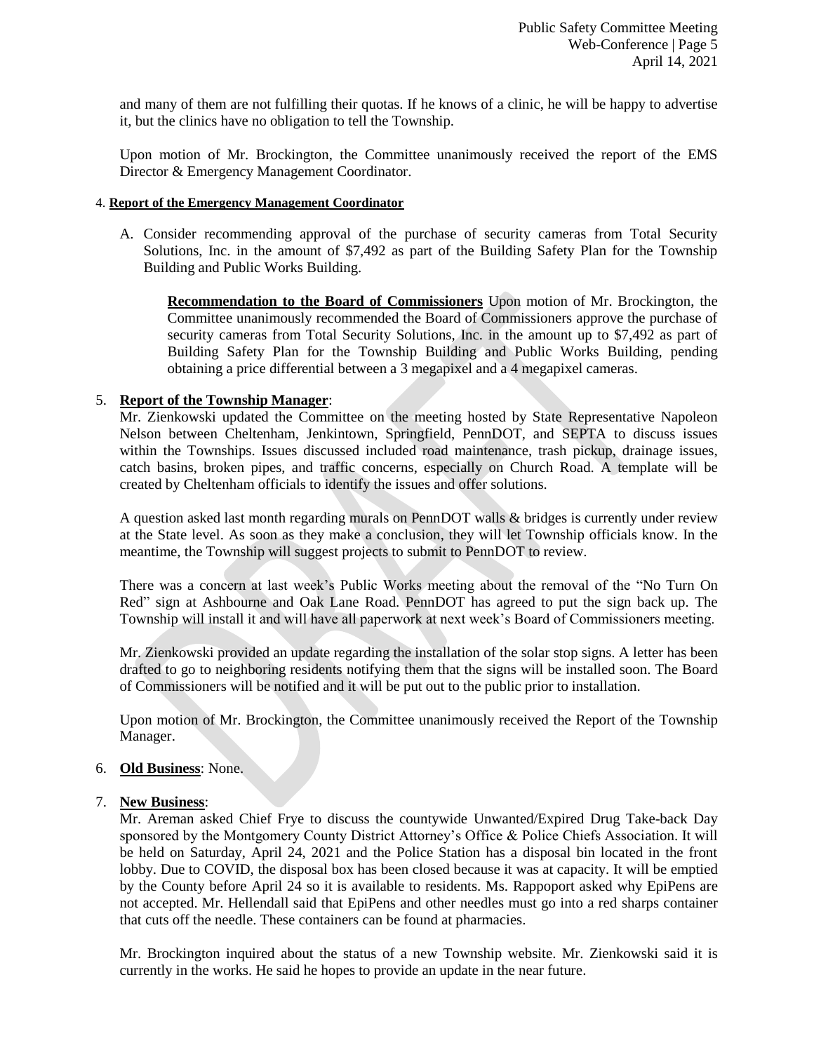and many of them are not fulfilling their quotas. If he knows of a clinic, he will be happy to advertise it, but the clinics have no obligation to tell the Township.

Upon motion of Mr. Brockington, the Committee unanimously received the report of the EMS Director & Emergency Management Coordinator.

4. **Report of the Emergency Management Coordinator**

A. Consider recommending approval of the purchase of security cameras from Total Security Solutions, Inc. in the amount of $7,492 as part of the Building Safety Plan for the Township Building and Public Works Building.

   **Recommendation to the Board of Commissioners** Upon motion of Mr. Brockington, the Committee unanimously recommended the Board of Commissioners approve the purchase of security cameras from Total Security Solutions, Inc. in the amount up to $7,492 as part of Building Safety Plan for the Township Building and Public Works Building, pending obtaining a price differential between a 3 megapixel and a 4 megapixel cameras.

5. **Report of the Township Manager**:

Mr. Zienkowski updated the Committee on the meeting hosted by State Representative Napoleon Nelson between Cheltenham, Jenkintown, Springfield, PennDOT, and SEPTA to discuss issues within the Townships. Issues discussed included road maintenance, trash pickup, drainage issues, catch basins, broken pipes, and traffic concerns, especially on Church Road. A template will be created by Cheltenham officials to identify the issues and offer solutions.

A question asked last month regarding murals on PennDOT walls & bridges is currently under review at the State level. As soon as they make a conclusion, they will let Township officials know. In the meantime, the Township will suggest projects to submit to PennDOT to review.

There was a concern at last week's Public Works meeting about the removal of the "No Turn On Red" sign at Ashbourne and Oak Lane Road. PennDOT has agreed to put the sign back up. The Township will install it and will have all paperwork at next week's Board of Commissioners meeting.

Mr. Zienkowski provided an update regarding the installation of the solar stop signs. A letter has been drafted to go to neighboring residents notifying them that the signs will be installed soon. The Board of Commissioners will be notified and it will be put out to the public prior to installation.

Upon motion of Mr. Brockington, the Committee unanimously received the Report of the Township Manager.

6. **Old Business**: None.

7. **New Business**:

Mr. Areman asked Chief Frye to discuss the countywide Unwanted/Expired Drug Take-back Day sponsored by the Montgomery County District Attorney's Office & Police Chiefs Association. It will be held on Saturday, April 24, 2021 and the Police Station has a disposal bin located in the front lobby. Due to COVID, the disposal box has been closed because it was at capacity. It will be emptied by the County before April 24 so it is available to residents. Ms. Rappoport asked why EpiPens are not accepted. Mr. Hellendall said that EpiPens and other needles must go into a red sharps container that cuts off the needle. These containers can be found at pharmacies.

Mr. Brockington inquired about the status of a new Township website. Mr. Zienkowski said it is currently in the works. He said he hopes to provide an update in the near future.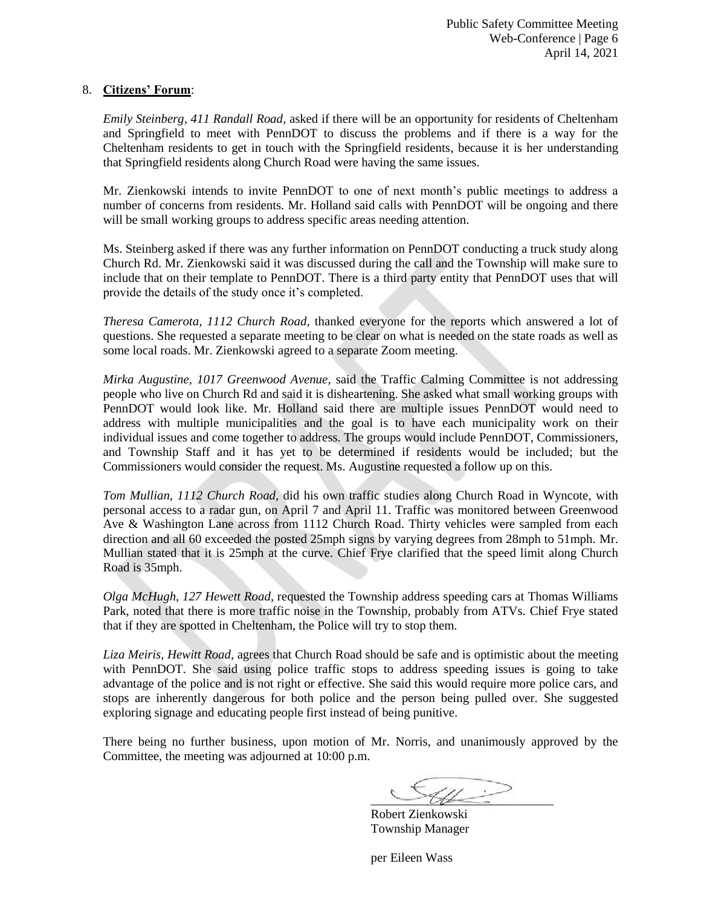8. **Citizens' Forum**:

*Emily Steinberg, 411 Randall Road,* asked if there will be an opportunity for residents of Cheltenham and Springfield to meet with PennDOT to discuss the problems and if there is a way for the Cheltenham residents to get in touch with the Springfield residents, because it is her understanding that Springfield residents along Church Road were having the same issues.

Mr. Zienkowski intends to invite PennDOT to one of next month's public meetings to address a number of concerns from residents. Mr. Holland said calls with PennDOT will be ongoing and there will be small working groups to address specific areas needing attention.

Ms. Steinberg asked if there was any further information on PennDOT conducting a truck study along Church Rd. Mr. Zienkowski said it was discussed during the call and the Township will make sure to include that on their template to PennDOT. There is a third party entity that PennDOT uses that will provide the details of the study once it's completed.

*Theresa Camerota, 1112 Church Road,* thanked everyone for the reports which answered a lot of questions. She requested a separate meeting to be clear on what is needed on the state roads as well as some local roads. Mr. Zienkowski agreed to a separate Zoom meeting.

*Mirka Augustine, 1017 Greenwood Avenue,* said the Traffic Calming Committee is not addressing people who live on Church Rd and said it is disheartening. She asked what small working groups with PennDOT would look like. Mr. Holland said there are multiple issues PennDOT would need to address with multiple municipalities and the goal is to have each municipality work on their individual issues and come together to address. The groups would include PennDOT, Commissioners, and Township Staff and it has yet to be determined if residents would be included; but the Commissioners would consider the request. Ms. Augustine requested a follow up on this.

*Tom Mullian, 1112 Church Road,* did his own traffic studies along Church Road in Wyncote, with personal access to a radar gun, on April 7 and April 11. Traffic was monitored between Greenwood Ave & Washington Lane across from 1112 Church Road. Thirty vehicles were sampled from each direction and all 60 exceeded the posted 25mph signs by varying degrees from 28mph to 51mph. Mr. Mullian stated that it is 25mph at the curve. Chief Frye clarified that the speed limit along Church Road is 35mph.

*Olga McHugh, 127 Hewett Road,* requested the Township address speeding cars at Thomas Williams Park, noted that there is more traffic noise in the Township, probably from ATVs. Chief Frye stated that if they are spotted in Cheltenham, the Police will try to stop them.

*Liza Meiris, Hewitt Road,* agrees that Church Road should be safe and is optimistic about the meeting with PennDOT. She said using police traffic stops to address speeding issues is going to take advantage of the police and is not right or effective. She said this would require more police cars, and stops are inherently dangerous for both police and the person being pulled over. She suggested exploring signage and educating people first instead of being punitive.

There being no further business, upon motion of Mr. Norris, and unanimously approved by the Committee, the meeting was adjourned at 10:00 p.m.

Robert Zienkowski
Township Manager

per Eileen Wass